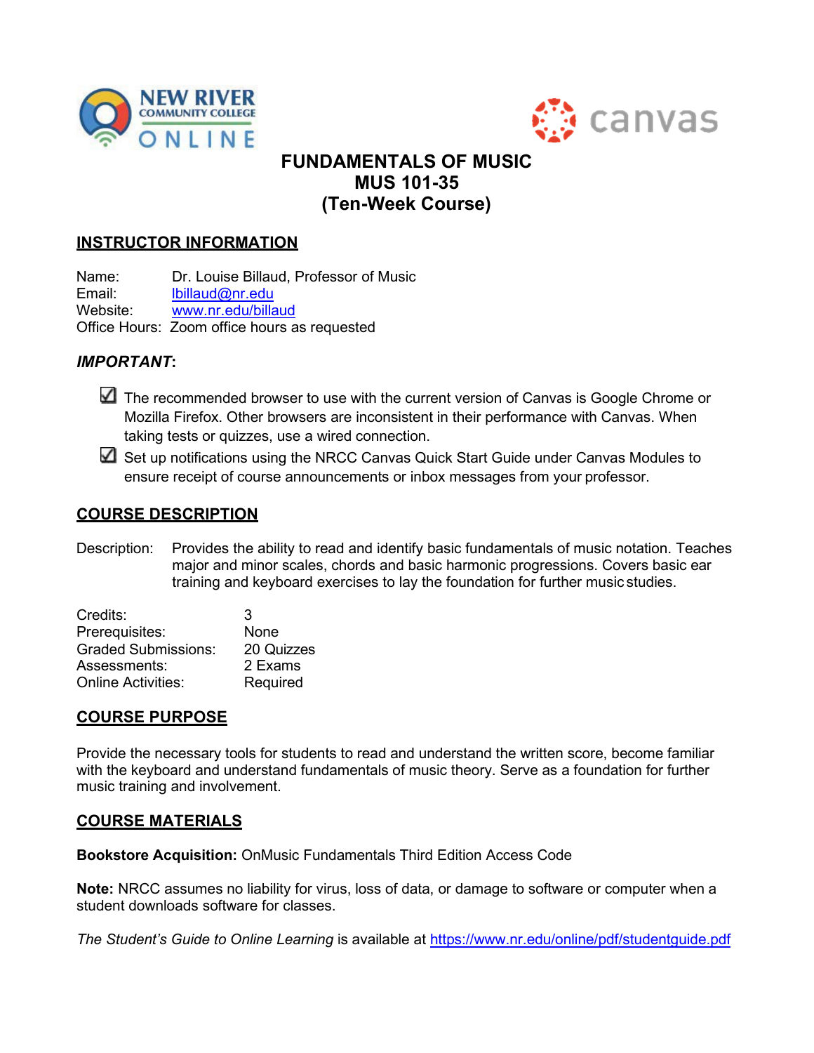# FUNDAMENTALS OF MUSIC
# MUS 101-35
# (Ten-Week Course)

## INSTRUCTOR INFORMATION

Name: Dr. Louise Billaud, Professor of Music
Email: lbillaud@nr.edu
Website: www.nr.edu/billaud
Office Hours: Zoom office hours as requested

### *IMPORTANT*:

- ☑ The recommended browser to use with the current version of Canvas is Google Chrome or Mozilla Firefox. Other browsers are inconsistent in their performance with Canvas. When taking tests or quizzes, use a wired connection.
- ☑ Set up notifications using the NRCC Canvas Quick Start Guide under Canvas Modules to ensure receipt of course announcements or inbox messages from your professor.

## COURSE DESCRIPTION

Description: Provides the ability to read and identify basic fundamentals of music notation. Teaches major and minor scales, chords and basic harmonic progressions. Covers basic ear training and keyboard exercises to lay the foundation for further music studies.

Credits: 3
Prerequisites: None
Graded Submissions: 20 Quizzes
Assessments: 2 Exams
Online Activities: Required

## COURSE PURPOSE

Provide the necessary tools for students to read and understand the written score, become familiar with the keyboard and understand fundamentals of music theory. Serve as a foundation for further music training and involvement.

## COURSE MATERIALS

**Bookstore Acquisition:** OnMusic Fundamentals Third Edition Access Code

**Note:** NRCC assumes no liability for virus, loss of data, or damage to software or computer when a student downloads software for classes.

*The Student's Guide to Online Learning* is available at https://www.nr.edu/online/pdf/studentguide.pdf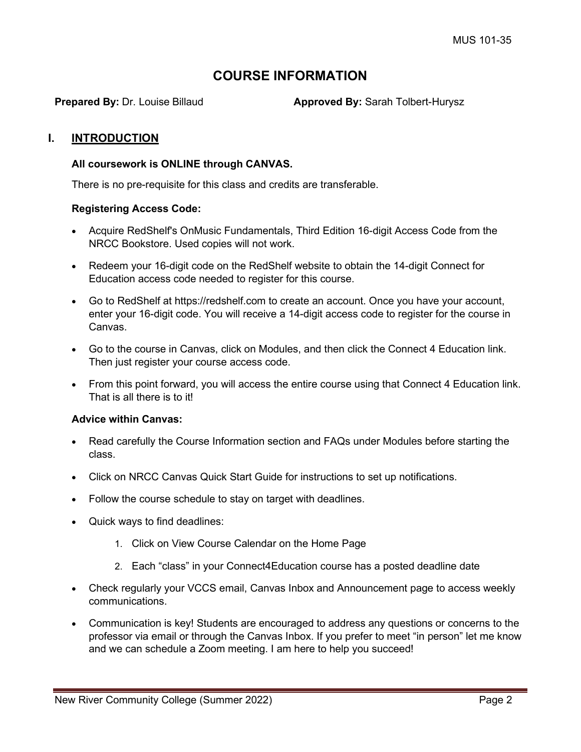# COURSE INFORMATION

**Prepared By:** Dr. Louise Billaud **Approved By:** Sarah Tolbert-Hurysz

## I. INTRODUCTION

**All coursework is ONLINE through CANVAS.**

There is no pre-requisite for this class and credits are transferable.

**Registering Access Code:**

- Acquire RedShelf's OnMusic Fundamentals, Third Edition 16-digit Access Code from the NRCC Bookstore. Used copies will not work.
- Redeem your 16-digit code on the RedShelf website to obtain the 14-digit Connect for Education access code needed to register for this course.
- Go to RedShelf at https://redshelf.com to create an account. Once you have your account, enter your 16-digit code. You will receive a 14-digit access code to register for the course in Canvas.
- Go to the course in Canvas, click on Modules, and then click the Connect 4 Education link. Then just register your course access code.
- From this point forward, you will access the entire course using that Connect 4 Education link. That is all there is to it!

**Advice within Canvas:**

- Read carefully the Course Information section and FAQs under Modules before starting the class.
- Click on NRCC Canvas Quick Start Guide for instructions to set up notifications.
- Follow the course schedule to stay on target with deadlines.
- Quick ways to find deadlines:
    1. Click on View Course Calendar on the Home Page
    2. Each "class" in your Connect4Education course has a posted deadline date
- Check regularly your VCCS email, Canvas Inbox and Announcement page to access weekly communications.
- Communication is key! Students are encouraged to address any questions or concerns to the professor via email or through the Canvas Inbox. If you prefer to meet "in person" let me know and we can schedule a Zoom meeting. I am here to help you succeed!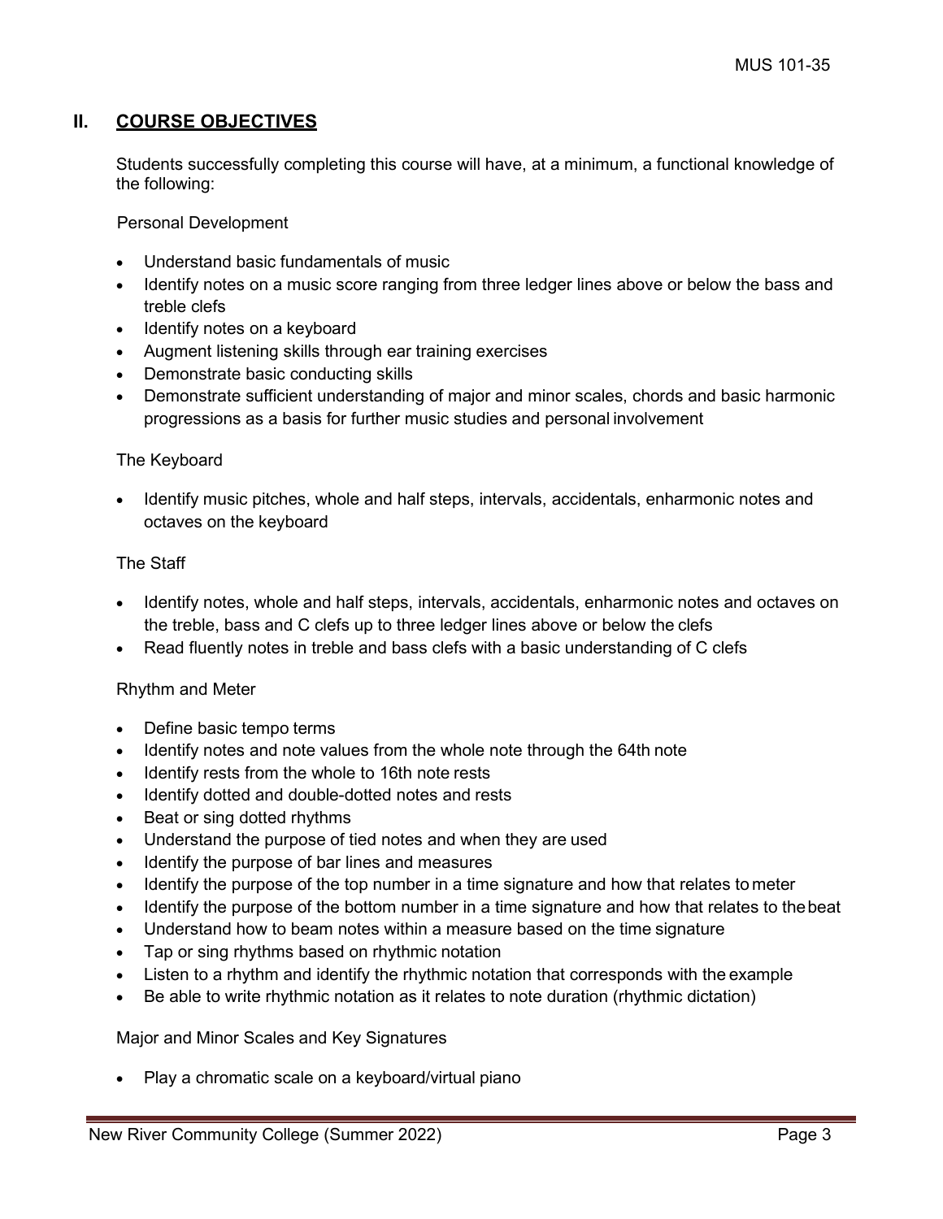## II. COURSE OBJECTIVES

Students successfully completing this course will have, at a minimum, a functional knowledge of the following:

Personal Development

- Understand basic fundamentals of music
- Identify notes on a music score ranging from three ledger lines above or below the bass and treble clefs
- Identify notes on a keyboard
- Augment listening skills through ear training exercises
- Demonstrate basic conducting skills
- Demonstrate sufficient understanding of major and minor scales, chords and basic harmonic progressions as a basis for further music studies and personal involvement

The Keyboard

- Identify music pitches, whole and half steps, intervals, accidentals, enharmonic notes and octaves on the keyboard

The Staff

- Identify notes, whole and half steps, intervals, accidentals, enharmonic notes and octaves on the treble, bass and C clefs up to three ledger lines above or below the clefs
- Read fluently notes in treble and bass clefs with a basic understanding of C clefs

Rhythm and Meter

- Define basic tempo terms
- Identify notes and note values from the whole note through the 64th note
- Identify rests from the whole to 16th note rests
- Identify dotted and double-dotted notes and rests
- Beat or sing dotted rhythms
- Understand the purpose of tied notes and when they are used
- Identify the purpose of bar lines and measures
- Identify the purpose of the top number in a time signature and how that relates to meter
- Identify the purpose of the bottom number in a time signature and how that relates to the beat
- Understand how to beam notes within a measure based on the time signature
- Tap or sing rhythms based on rhythmic notation
- Listen to a rhythm and identify the rhythmic notation that corresponds with the example
- Be able to write rhythmic notation as it relates to note duration (rhythmic dictation)

Major and Minor Scales and Key Signatures

- Play a chromatic scale on a keyboard/virtual piano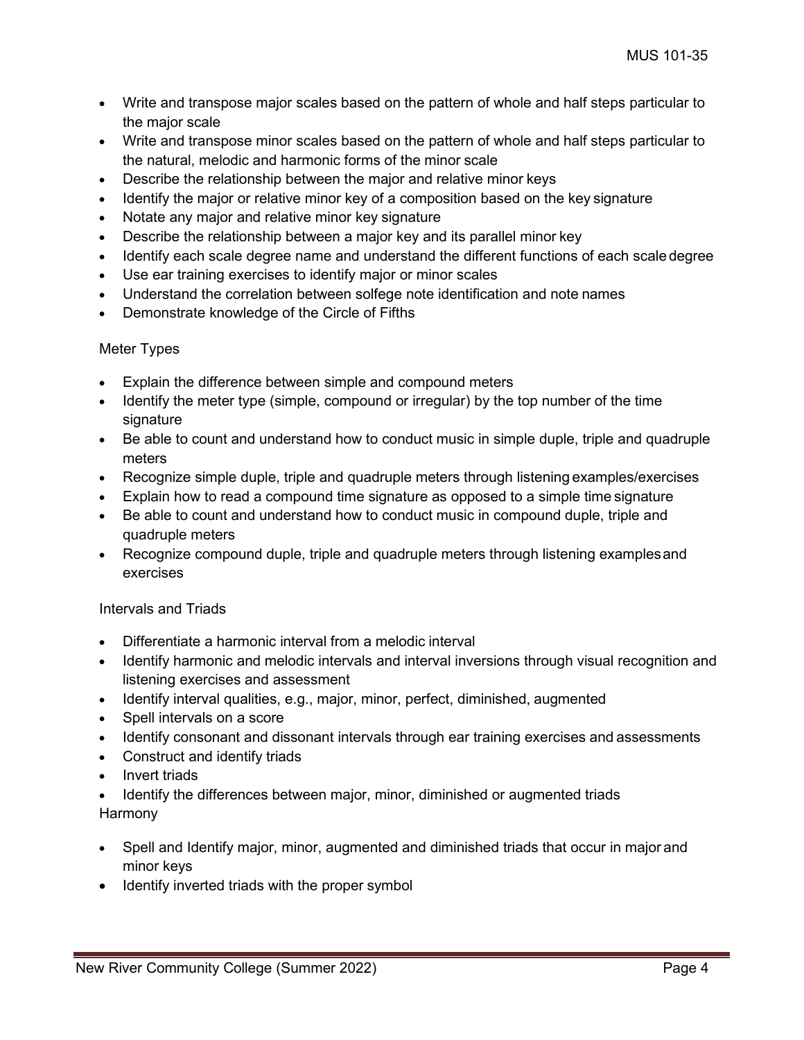- Write and transpose major scales based on the pattern of whole and half steps particular to the major scale
- Write and transpose minor scales based on the pattern of whole and half steps particular to the natural, melodic and harmonic forms of the minor scale
- Describe the relationship between the major and relative minor keys
- Identify the major or relative minor key of a composition based on the key signature
- Notate any major and relative minor key signature
- Describe the relationship between a major key and its parallel minor key
- Identify each scale degree name and understand the different functions of each scale degree
- Use ear training exercises to identify major or minor scales
- Understand the correlation between solfege note identification and note names
- Demonstrate knowledge of the Circle of Fifths

Meter Types

- Explain the difference between simple and compound meters
- Identify the meter type (simple, compound or irregular) by the top number of the time signature
- Be able to count and understand how to conduct music in simple duple, triple and quadruple meters
- Recognize simple duple, triple and quadruple meters through listening examples/exercises
- Explain how to read a compound time signature as opposed to a simple time signature
- Be able to count and understand how to conduct music in compound duple, triple and quadruple meters
- Recognize compound duple, triple and quadruple meters through listening examples and exercises

Intervals and Triads

- Differentiate a harmonic interval from a melodic interval
- Identify harmonic and melodic intervals and interval inversions through visual recognition and listening exercises and assessment
- Identify interval qualities, e.g., major, minor, perfect, diminished, augmented
- Spell intervals on a score
- Identify consonant and dissonant intervals through ear training exercises and assessments
- Construct and identify triads
- Invert triads
- Identify the differences between major, minor, diminished or augmented triads

Harmony

- Spell and Identify major, minor, augmented and diminished triads that occur in major and minor keys
- Identify inverted triads with the proper symbol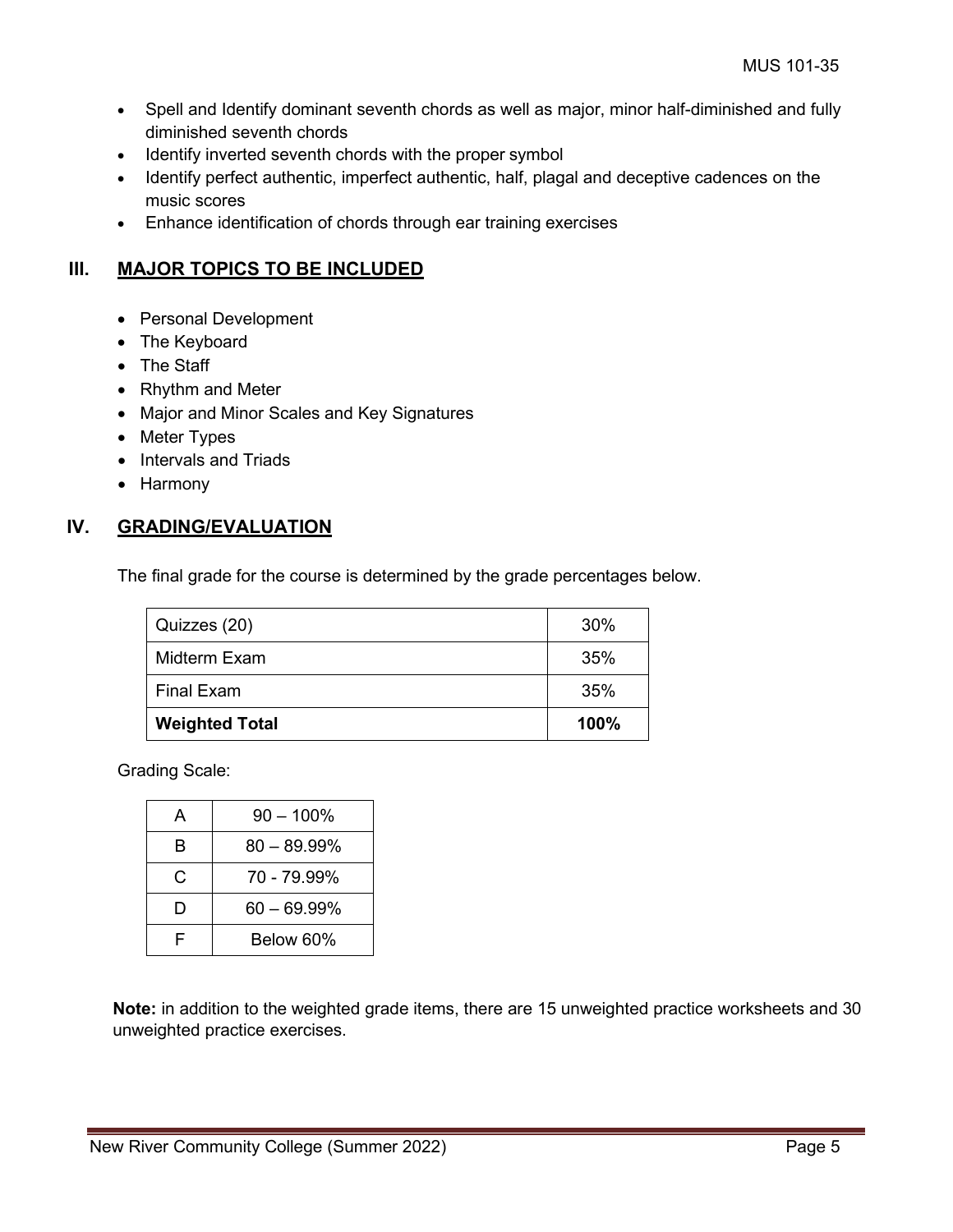- Spell and Identify dominant seventh chords as well as major, minor half-diminished and fully diminished seventh chords
- Identify inverted seventh chords with the proper symbol
- Identify perfect authentic, imperfect authentic, half, plagal and deceptive cadences on the music scores
- Enhance identification of chords through ear training exercises

## III. MAJOR TOPICS TO BE INCLUDED

- Personal Development
- The Keyboard
- The Staff
- Rhythm and Meter
- Major and Minor Scales and Key Signatures
- Meter Types
- Intervals and Triads
- Harmony

## IV. GRADING/EVALUATION

The final grade for the course is determined by the grade percentages below.

| Item | Weight |
|---|---|
| Quizzes (20) | 30% |
| Midterm Exam | 35% |
| Final Exam | 35% |
| **Weighted Total** | **100%** |

Grading Scale:

| Grade | Range |
|---|---|
| A | 90 – 100% |
| B | 80 – 89.99% |
| C | 70 - 79.99% |
| D | 60 – 69.99% |
| F | Below 60% |

**Note:** in addition to the weighted grade items, there are 15 unweighted practice worksheets and 30 unweighted practice exercises.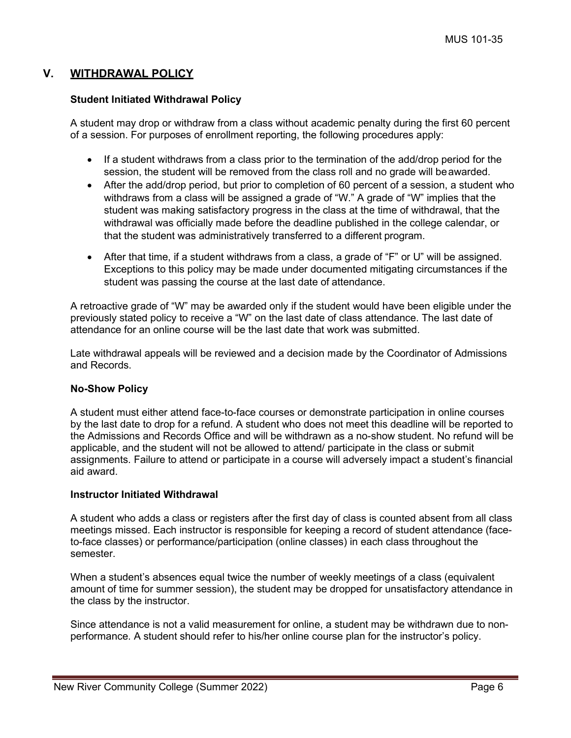## V. WITHDRAWAL POLICY

### Student Initiated Withdrawal Policy

A student may drop or withdraw from a class without academic penalty during the first 60 percent of a session. For purposes of enrollment reporting, the following procedures apply:

- If a student withdraws from a class prior to the termination of the add/drop period for the session, the student will be removed from the class roll and no grade will be awarded.
- After the add/drop period, but prior to completion of 60 percent of a session, a student who withdraws from a class will be assigned a grade of "W." A grade of "W" implies that the student was making satisfactory progress in the class at the time of withdrawal, that the withdrawal was officially made before the deadline published in the college calendar, or that the student was administratively transferred to a different program.
- After that time, if a student withdraws from a class, a grade of "F" or U" will be assigned. Exceptions to this policy may be made under documented mitigating circumstances if the student was passing the course at the last date of attendance.

A retroactive grade of "W" may be awarded only if the student would have been eligible under the previously stated policy to receive a "W" on the last date of class attendance. The last date of attendance for an online course will be the last date that work was submitted.

Late withdrawal appeals will be reviewed and a decision made by the Coordinator of Admissions and Records.

### No-Show Policy

A student must either attend face-to-face courses or demonstrate participation in online courses by the last date to drop for a refund. A student who does not meet this deadline will be reported to the Admissions and Records Office and will be withdrawn as a no-show student. No refund will be applicable, and the student will not be allowed to attend/ participate in the class or submit assignments. Failure to attend or participate in a course will adversely impact a student's financial aid award.

### Instructor Initiated Withdrawal

A student who adds a class or registers after the first day of class is counted absent from all class meetings missed. Each instructor is responsible for keeping a record of student attendance (face-to-face classes) or performance/participation (online classes) in each class throughout the semester.

When a student's absences equal twice the number of weekly meetings of a class (equivalent amount of time for summer session), the student may be dropped for unsatisfactory attendance in the class by the instructor.

Since attendance is not a valid measurement for online, a student may be withdrawn due to non-performance. A student should refer to his/her online course plan for the instructor's policy.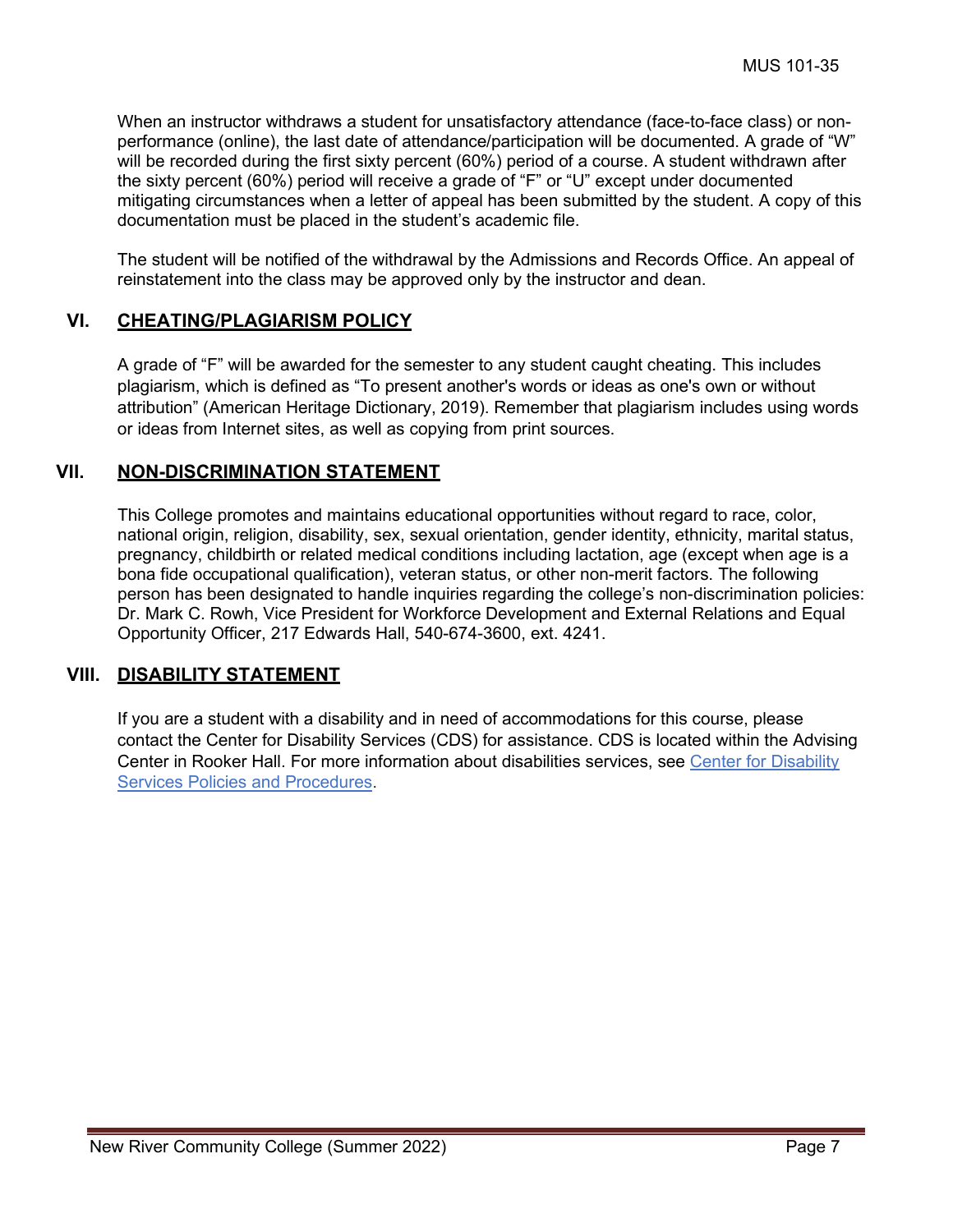When an instructor withdraws a student for unsatisfactory attendance (face-to-face class) or non-performance (online), the last date of attendance/participation will be documented. A grade of "W" will be recorded during the first sixty percent (60%) period of a course. A student withdrawn after the sixty percent (60%) period will receive a grade of "F" or "U" except under documented mitigating circumstances when a letter of appeal has been submitted by the student. A copy of this documentation must be placed in the student's academic file.

The student will be notified of the withdrawal by the Admissions and Records Office. An appeal of reinstatement into the class may be approved only by the instructor and dean.

## VI. CHEATING/PLAGIARISM POLICY

A grade of "F" will be awarded for the semester to any student caught cheating. This includes plagiarism, which is defined as "To present another's words or ideas as one's own or without attribution" (American Heritage Dictionary, 2019). Remember that plagiarism includes using words or ideas from Internet sites, as well as copying from print sources.

## VII. NON-DISCRIMINATION STATEMENT

This College promotes and maintains educational opportunities without regard to race, color, national origin, religion, disability, sex, sexual orientation, gender identity, ethnicity, marital status, pregnancy, childbirth or related medical conditions including lactation, age (except when age is a bona fide occupational qualification), veteran status, or other non-merit factors. The following person has been designated to handle inquiries regarding the college's non-discrimination policies: Dr. Mark C. Rowh, Vice President for Workforce Development and External Relations and Equal Opportunity Officer, 217 Edwards Hall, 540-674-3600, ext. 4241.

## VIII. DISABILITY STATEMENT

If you are a student with a disability and in need of accommodations for this course, please contact the Center for Disability Services (CDS) for assistance. CDS is located within the Advising Center in Rooker Hall. For more information about disabilities services, see Center for Disability Services Policies and Procedures.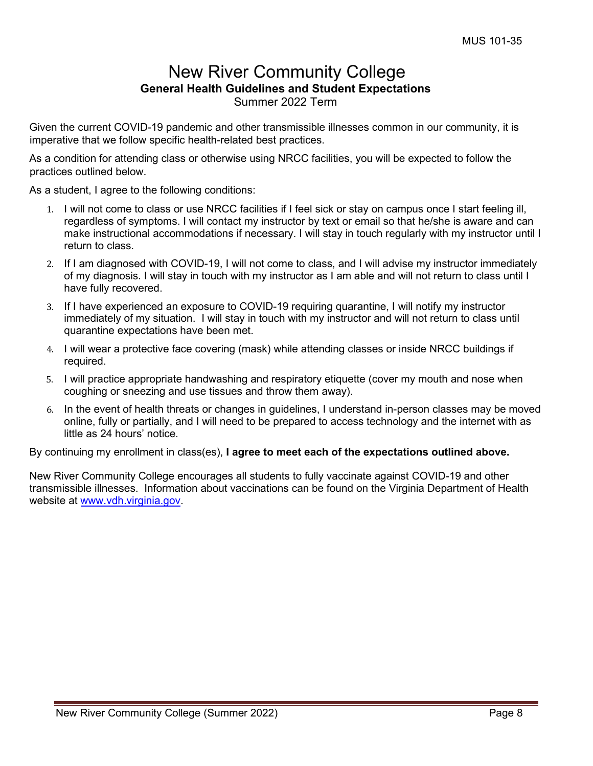# New River Community College

## General Health Guidelines and Student Expectations

Summer 2022 Term

Given the current COVID-19 pandemic and other transmissible illnesses common in our community, it is imperative that we follow specific health-related best practices.

As a condition for attending class or otherwise using NRCC facilities, you will be expected to follow the practices outlined below.

As a student, I agree to the following conditions:

1. I will not come to class or use NRCC facilities if I feel sick or stay on campus once I start feeling ill, regardless of symptoms. I will contact my instructor by text or email so that he/she is aware and can make instructional accommodations if necessary. I will stay in touch regularly with my instructor until I return to class.
2. If I am diagnosed with COVID-19, I will not come to class, and I will advise my instructor immediately of my diagnosis. I will stay in touch with my instructor as I am able and will not return to class until I have fully recovered.
3. If I have experienced an exposure to COVID-19 requiring quarantine, I will notify my instructor immediately of my situation. I will stay in touch with my instructor and will not return to class until quarantine expectations have been met.
4. I will wear a protective face covering (mask) while attending classes or inside NRCC buildings if required.
5. I will practice appropriate handwashing and respiratory etiquette (cover my mouth and nose when coughing or sneezing and use tissues and throw them away).
6. In the event of health threats or changes in guidelines, I understand in-person classes may be moved online, fully or partially, and I will need to be prepared to access technology and the internet with as little as 24 hours' notice.

By continuing my enrollment in class(es), **I agree to meet each of the expectations outlined above.**

New River Community College encourages all students to fully vaccinate against COVID-19 and other transmissible illnesses. Information about vaccinations can be found on the Virginia Department of Health website at [www.vdh.virginia.gov](http://www.vdh.virginia.gov).